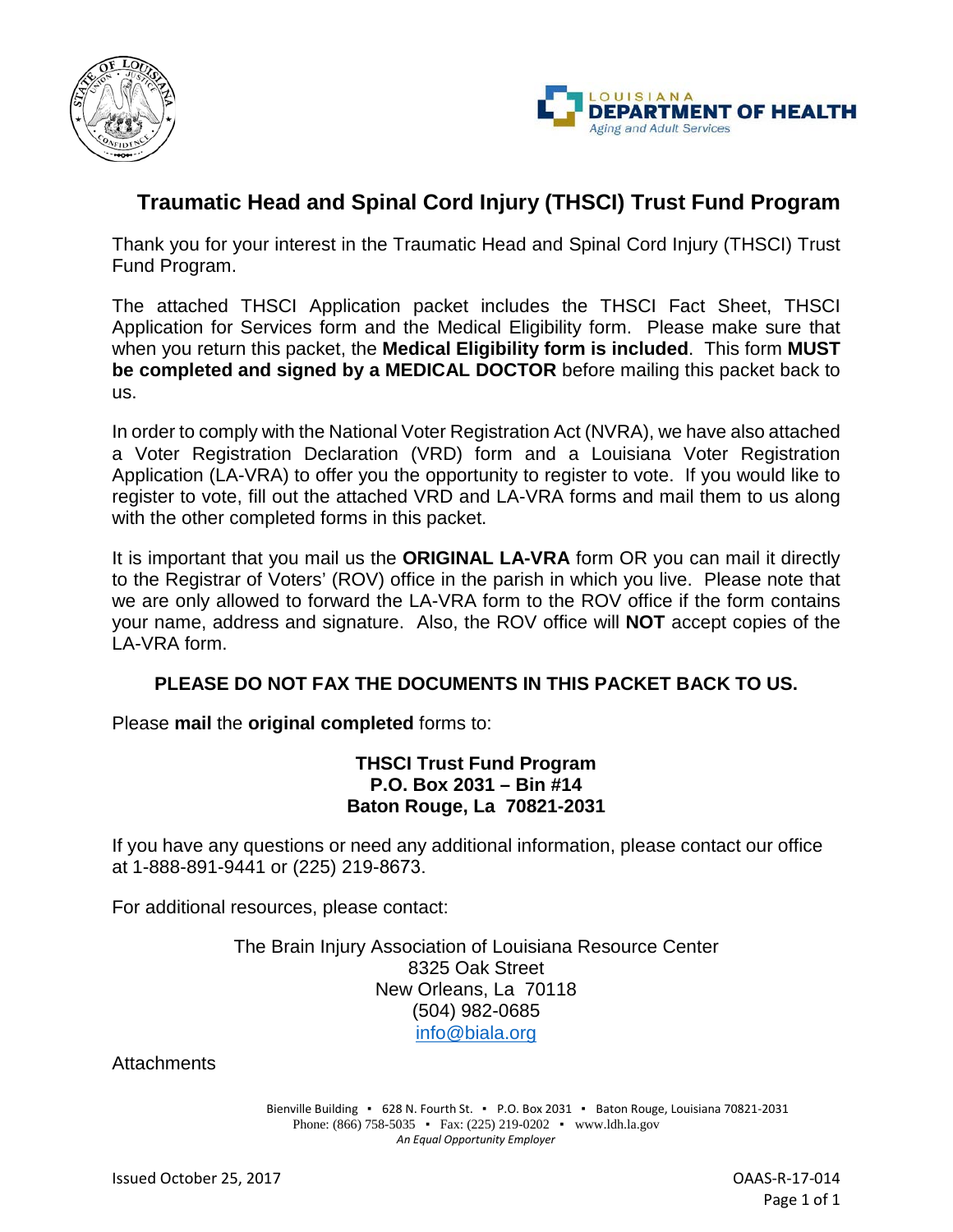# Traumatic Head and Spinal Cord Injury (THSCI) Trust Fund Program

Thank you for your interest in the Traumatic Head and Spinal Cord Injury (THSCI) Trust Fund Program.

The attached THSCI Application packet includes the THSCI Fact Sheet, THSCI Application for Services form and the Medical Eligibility form. Please make sure that when you return this packet, the **Medical Eligibility form is included**. This form **MUST be completed and signed by a MEDICAL DOCTOR** before mailing this packet back to us.

In order to comply with the National Voter Registration Act (NVRA), we have also attached a Voter Registration Declaration (VRD) form and a Louisiana Voter Registration Application (LA-VRA) to offer you the opportunity to register to vote. If you would like to register to vote, fill out the attached VRD and LA-VRA forms and mail them to us along with the other completed forms in this packet.

It is important that you mail us the **ORIGINAL LA-VRA** form OR you can mail it directly to the Registrar of Voters' (ROV) office in the parish in which you live. Please note that we are only allowed to forward the LA-VRA form to the ROV office if the form contains your name, address and signature. Also, the ROV office will **NOT** accept copies of the LA-VRA form.

**PLEASE DO NOT FAX THE DOCUMENTS IN THIS PACKET BACK TO US.**

Please **mail** the **original completed** forms to:

**THSCI Trust Fund Program**
**P.O. Box 2031 – Bin #14**
**Baton Rouge, La 70821-2031**

If you have any questions or need any additional information, please contact our office at 1-888-891-9441 or (225) 219-8673.

For additional resources, please contact:

The Brain Injury Association of Louisiana Resource Center
8325 Oak Street
New Orleans, La 70118
(504) 982-0685
info@biala.org

Attachments

Bienville Building ▪ 628 N. Fourth St. ▪ P.O. Box 2031 ▪ Baton Rouge, Louisiana 70821-2031
Phone: (866) 758-5035 ▪ Fax: (225) 219-0202 ▪ www.ldh.la.gov
*An Equal Opportunity Employer*

Issued October 25, 2017

OAAS-R-17-014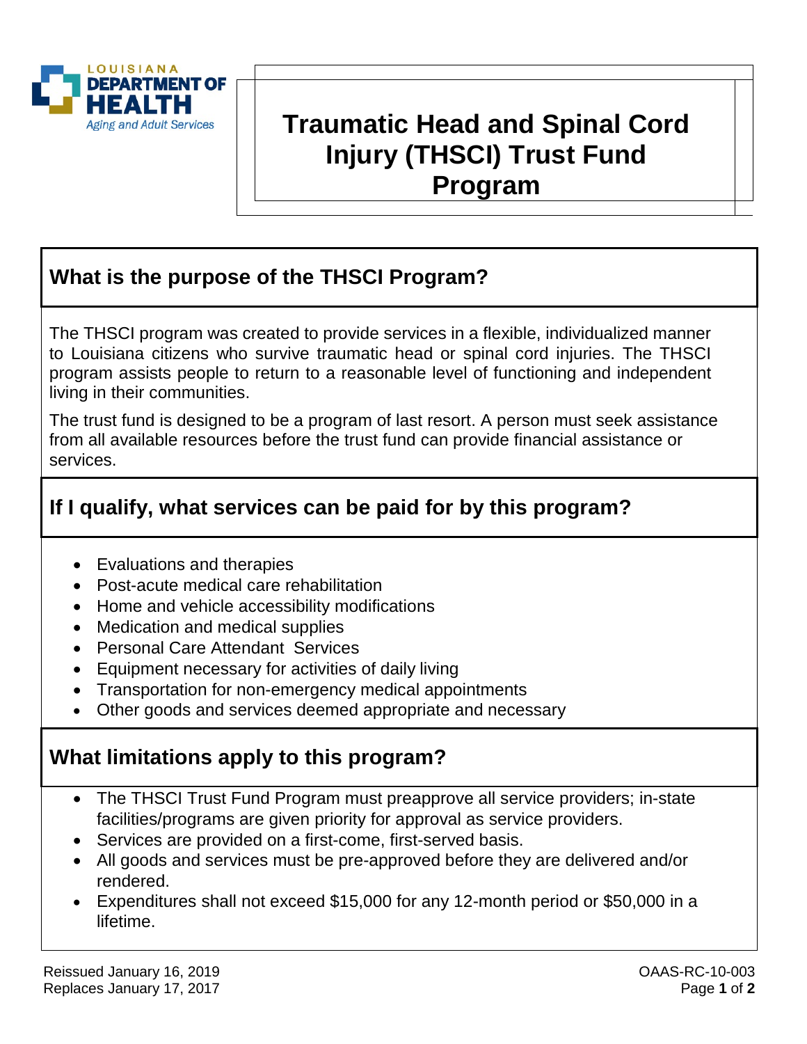LOUISIANA DEPARTMENT OF HEALTH
*Aging and Adult Services*

# Traumatic Head and Spinal Cord Injury (THSCI) Trust Fund Program

## What is the purpose of the THSCI Program?

The THSCI program was created to provide services in a flexible, individualized manner to Louisiana citizens who survive traumatic head or spinal cord injuries. The THSCI program assists people to return to a reasonable level of functioning and independent living in their communities.

The trust fund is designed to be a program of last resort. A person must seek assistance from all available resources before the trust fund can provide financial assistance or services.

## If I qualify, what services can be paid for by this program?

- Evaluations and therapies
- Post-acute medical care rehabilitation
- Home and vehicle accessibility modifications
- Medication and medical supplies
- Personal Care Attendant Services
- Equipment necessary for activities of daily living
- Transportation for non-emergency medical appointments
- Other goods and services deemed appropriate and necessary

## What limitations apply to this program?

- The THSCI Trust Fund Program must preapprove all service providers; in-state facilities/programs are given priority for approval as service providers.
- Services are provided on a first-come, first-served basis.
- All goods and services must be pre-approved before they are delivered and/or rendered.
- Expenditures shall not exceed $15,000 for any 12-month period or $50,000 in a lifetime.

Reissued January 16, 2019
Replaces January 17, 2017

OAAS-RC-10-003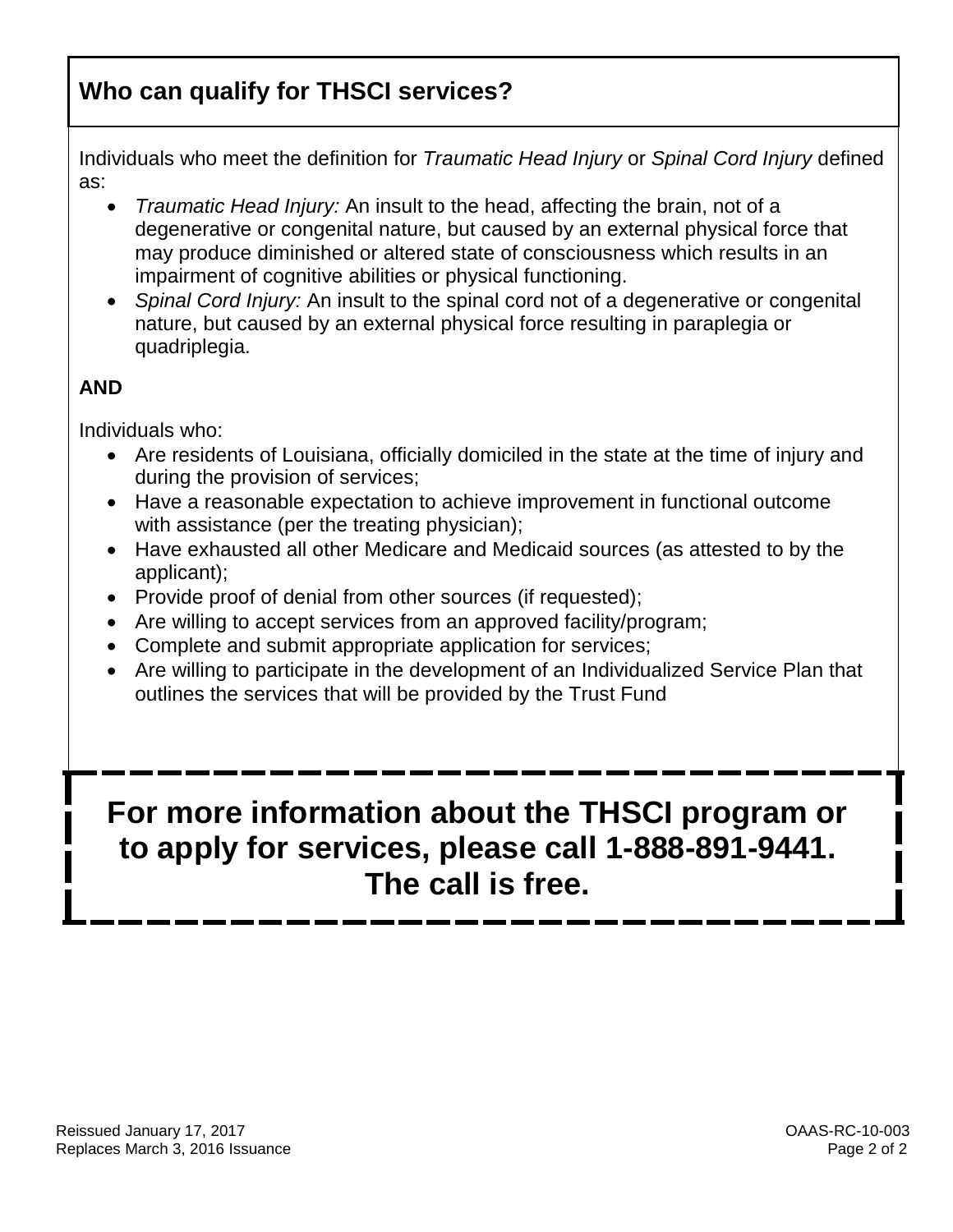## Who can qualify for THSCI services?

Individuals who meet the definition for *Traumatic Head Injury* or *Spinal Cord Injury* defined as:

- *Traumatic Head Injury:* An insult to the head, affecting the brain, not of a degenerative or congenital nature, but caused by an external physical force that may produce diminished or altered state of consciousness which results in an impairment of cognitive abilities or physical functioning.
- *Spinal Cord Injury:* An insult to the spinal cord not of a degenerative or congenital nature, but caused by an external physical force resulting in paraplegia or quadriplegia.

**AND**

Individuals who:

- Are residents of Louisiana, officially domiciled in the state at the time of injury and during the provision of services;
- Have a reasonable expectation to achieve improvement in functional outcome with assistance (per the treating physician);
- Have exhausted all other Medicare and Medicaid sources (as attested to by the applicant);
- Provide proof of denial from other sources (if requested);
- Are willing to accept services from an approved facility/program;
- Complete and submit appropriate application for services;
- Are willing to participate in the development of an Individualized Service Plan that outlines the services that will be provided by the Trust Fund

**For more information about the THSCI program or to apply for services, please call 1-888-891-9441. The call is free.**

Reissued January 17, 2017
Replaces March 3, 2016 Issuance

OAAS-RC-10-003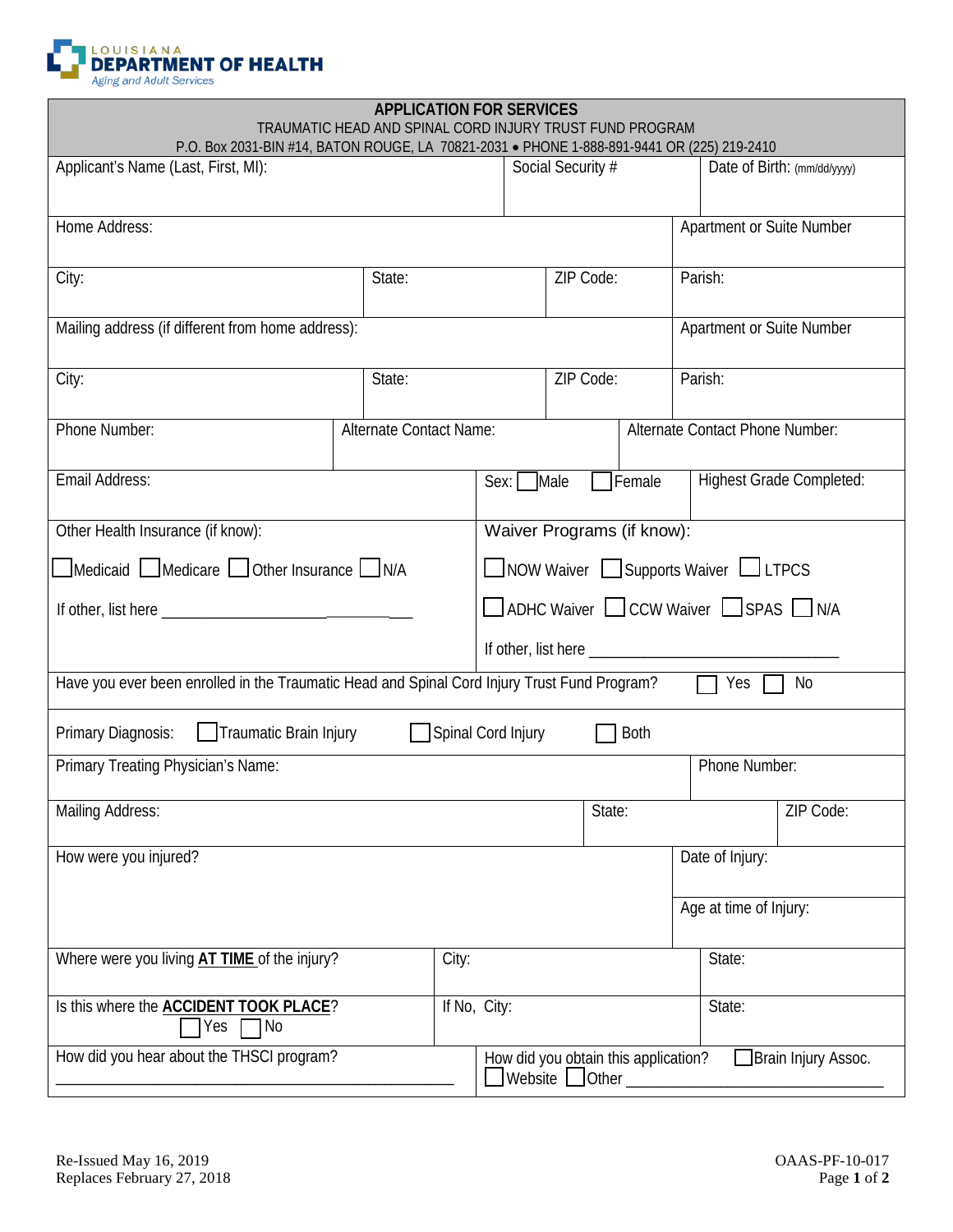LOUISIANA
**DEPARTMENT OF HEALTH**
*Aging and Adult Services*

## APPLICATION FOR SERVICES

TRAUMATIC HEAD AND SPINAL CORD INJURY TRUST FUND PROGRAM

P.O. Box 2031-BIN #14, BATON ROUGE, LA 70821-2031 • PHONE 1-888-891-9441 OR (225) 219-2410

| Applicant's Name (Last, First, MI): | | Social Security # | Date of Birth: (mm/dd/yyyy) |
|---|---|---|---|
| Home Address: | | | Apartment or Suite Number |
| City: | State: | ZIP Code: | Parish: |
| Mailing address (if different from home address): | | | Apartment or Suite Number |
| City: | State: | ZIP Code: | Parish: |
| Phone Number: | Alternate Contact Name: | | Alternate Contact Phone Number: |
| Email Address: | | Sex: ☐ Male ☐ Female | Highest Grade Completed: |

| Other Health Insurance (if know): | Waiver Programs (if know): |
|---|---|
| ☐ Medicaid ☐ Medicare ☐ Other Insurance ☐ N/A | ☐ NOW Waiver ☐ Supports Waiver ☐ LTPCS |
| If other, list here ______________________________ | ☐ ADHC Waiver ☐ CCW Waiver ☐ SPAS ☐ N/A |
| | If other, list here ______________________________ |

Have you ever been enrolled in the Traumatic Head and Spinal Cord Injury Trust Fund Program? ☐ Yes ☐ No

Primary Diagnosis: ☐ Traumatic Brain Injury ☐ Spinal Cord Injury ☐ Both

| Primary Treating Physician's Name: | | Phone Number: |
|---|---|---|
| Mailing Address: | State: | ZIP Code: |

| How were you injured? | Date of Injury: |
|---|---|
| | Age at time of Injury: |

| Where were you living **AT TIME** of the injury? | City: | State: |
|---|---|---|
| Is this where the **ACCIDENT TOOK PLACE**? ☐ Yes ☐ No | If No, City: | State: |

| How did you hear about the THSCI program? ______________________________ | How did you obtain this application? ☐ Brain Injury Assoc. ☐ Website ☐ Other ______________________________ |
|---|---|

Re-Issued May 16, 2019
Replaces February 27, 2018

OAAS-PF-10-017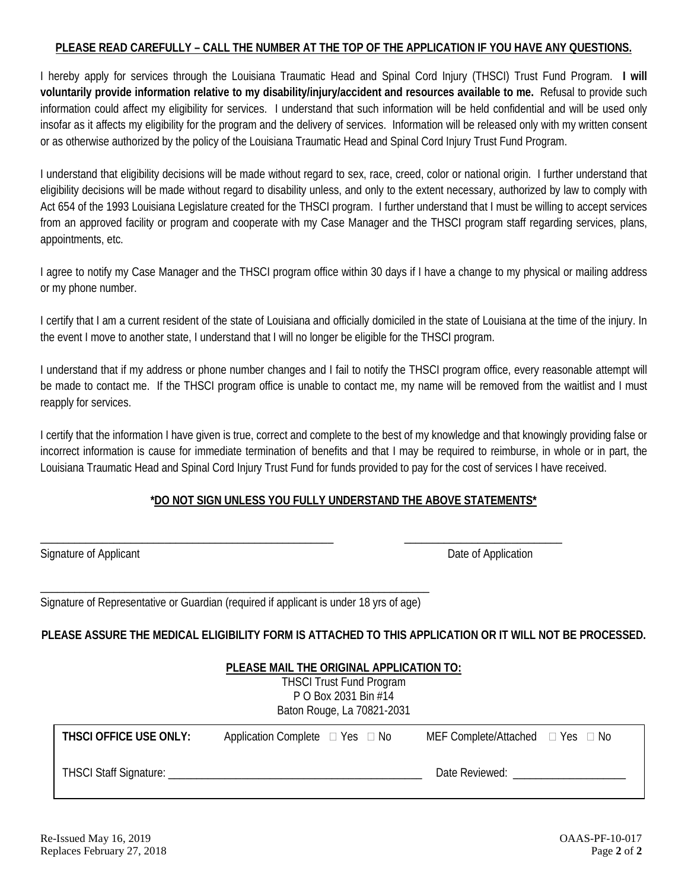**PLEASE READ CAREFULLY – CALL THE NUMBER AT THE TOP OF THE APPLICATION IF YOU HAVE ANY QUESTIONS.**

I hereby apply for services through the Louisiana Traumatic Head and Spinal Cord Injury (THSCI) Trust Fund Program. **I will voluntarily provide information relative to my disability/injury/accident and resources available to me.** Refusal to provide such information could affect my eligibility for services. I understand that such information will be held confidential and will be used only insofar as it affects my eligibility for the program and the delivery of services. Information will be released only with my written consent or as otherwise authorized by the policy of the Louisiana Traumatic Head and Spinal Cord Injury Trust Fund Program.

I understand that eligibility decisions will be made without regard to sex, race, creed, color or national origin. I further understand that eligibility decisions will be made without regard to disability unless, and only to the extent necessary, authorized by law to comply with Act 654 of the 1993 Louisiana Legislature created for the THSCI program. I further understand that I must be willing to accept services from an approved facility or program and cooperate with my Case Manager and the THSCI program staff regarding services, plans, appointments, etc.

I agree to notify my Case Manager and the THSCI program office within 30 days if I have a change to my physical or mailing address or my phone number.

I certify that I am a current resident of the state of Louisiana and officially domiciled in the state of Louisiana at the time of the injury. In the event I move to another state, I understand that I will no longer be eligible for the THSCI program.

I understand that if my address or phone number changes and I fail to notify the THSCI program office, every reasonable attempt will be made to contact me. If the THSCI program office is unable to contact me, my name will be removed from the waitlist and I must reapply for services.

I certify that the information I have given is true, correct and complete to the best of my knowledge and that knowingly providing false or incorrect information is cause for immediate termination of benefits and that I may be required to reimburse, in whole or in part, the Louisiana Traumatic Head and Spinal Cord Injury Trust Fund for funds provided to pay for the cost of services I have received.

**\*DO NOT SIGN UNLESS YOU FULLY UNDERSTAND THE ABOVE STATEMENTS\***

\_\_\_\_\_\_\_\_\_\_\_\_\_\_\_\_\_\_\_\_\_\_\_\_\_\_\_\_\_\_\_\_\_\_\_\_\_\_\_\_\_\_\_\_\_\_\_\_ \_\_\_\_\_\_\_\_\_\_\_\_\_\_\_\_\_\_\_\_\_\_\_\_\_\_\_

Signature of Applicant Date of Application

\_\_\_\_\_\_\_\_\_\_\_\_\_\_\_\_\_\_\_\_\_\_\_\_\_\_\_\_\_\_\_\_\_\_\_\_\_\_\_\_\_\_\_\_\_\_\_\_\_\_\_\_\_\_\_\_\_\_\_\_\_\_\_

Signature of Representative or Guardian (required if applicant is under 18 yrs of age)

**PLEASE ASSURE THE MEDICAL ELIGIBILITY FORM IS ATTACHED TO THIS APPLICATION OR IT WILL NOT BE PROCESSED.**

**PLEASE MAIL THE ORIGINAL APPLICATION TO:**

THSCI Trust Fund Program
P O Box 2031 Bin #14
Baton Rouge, La 70821-2031

| **THSCI OFFICE USE ONLY:** | Application Complete ☐ Yes ☐ No | MEF Complete/Attached ☐ Yes ☐ No |
|---|---|---|
| THSCI Staff Signature: \_\_\_\_\_\_\_\_\_\_\_\_\_\_\_\_\_\_\_\_\_\_\_\_\_\_\_\_\_\_\_\_\_\_\_\_\_\_\_\_\_\_ | | Date Reviewed: \_\_\_\_\_\_\_\_\_\_\_\_\_\_\_\_\_\_\_\_ |

Re-Issued May 16, 2019
Replaces February 27, 2018

OAAS-PF-10-017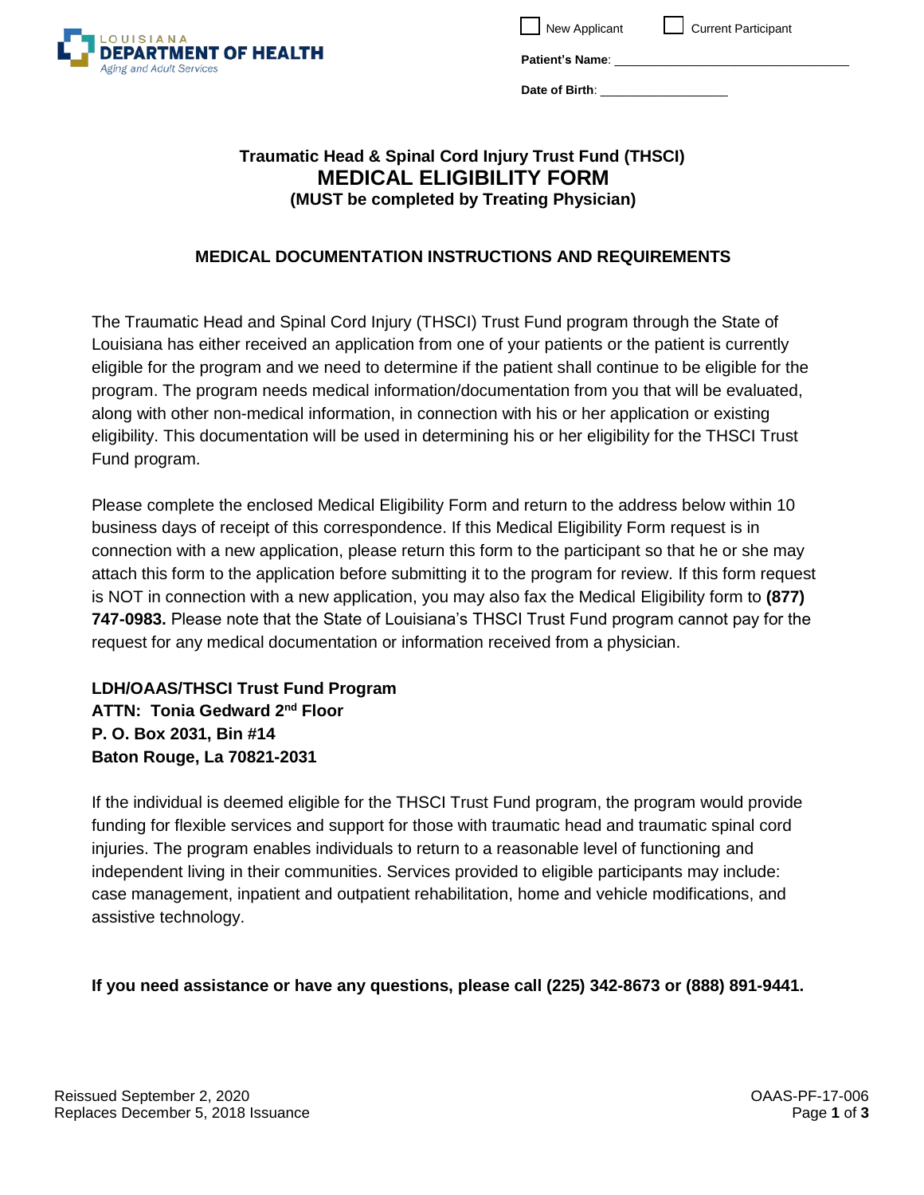LOUISIANA **DEPARTMENT OF HEALTH**
*Aging and Adult Services*

☐ New Applicant ☐ Current Participant

**Patient's Name**: ________________________________

**Date of Birth**: ________________

**Traumatic Head & Spinal Cord Injury Trust Fund (THSCI)**

# MEDICAL ELIGIBILITY FORM

**(MUST be completed by Treating Physician)**

## MEDICAL DOCUMENTATION INSTRUCTIONS AND REQUIREMENTS

The Traumatic Head and Spinal Cord Injury (THSCI) Trust Fund program through the State of Louisiana has either received an application from one of your patients or the patient is currently eligible for the program and we need to determine if the patient shall continue to be eligible for the program. The program needs medical information/documentation from you that will be evaluated, along with other non-medical information, in connection with his or her application or existing eligibility. This documentation will be used in determining his or her eligibility for the THSCI Trust Fund program.

Please complete the enclosed Medical Eligibility Form and return to the address below within 10 business days of receipt of this correspondence. If this Medical Eligibility Form request is in connection with a new application, please return this form to the participant so that he or she may attach this form to the application before submitting it to the program for review. If this form request is NOT in connection with a new application, you may also fax the Medical Eligibility form to **(877) 747-0983.** Please note that the State of Louisiana's THSCI Trust Fund program cannot pay for the request for any medical documentation or information received from a physician.

**LDH/OAAS/THSCI Trust Fund Program**
**ATTN: Tonia Gedward 2nd Floor**
**P. O. Box 2031, Bin #14**
**Baton Rouge, La 70821-2031**

If the individual is deemed eligible for the THSCI Trust Fund program, the program would provide funding for flexible services and support for those with traumatic head and traumatic spinal cord injuries. The program enables individuals to return to a reasonable level of functioning and independent living in their communities. Services provided to eligible participants may include: case management, inpatient and outpatient rehabilitation, home and vehicle modifications, and assistive technology.

**If you need assistance or have any questions, please call (225) 342-8673 or (888) 891-9441.**

Reissued September 2, 2020
Replaces December 5, 2018 Issuance

OAAS-PF-17-006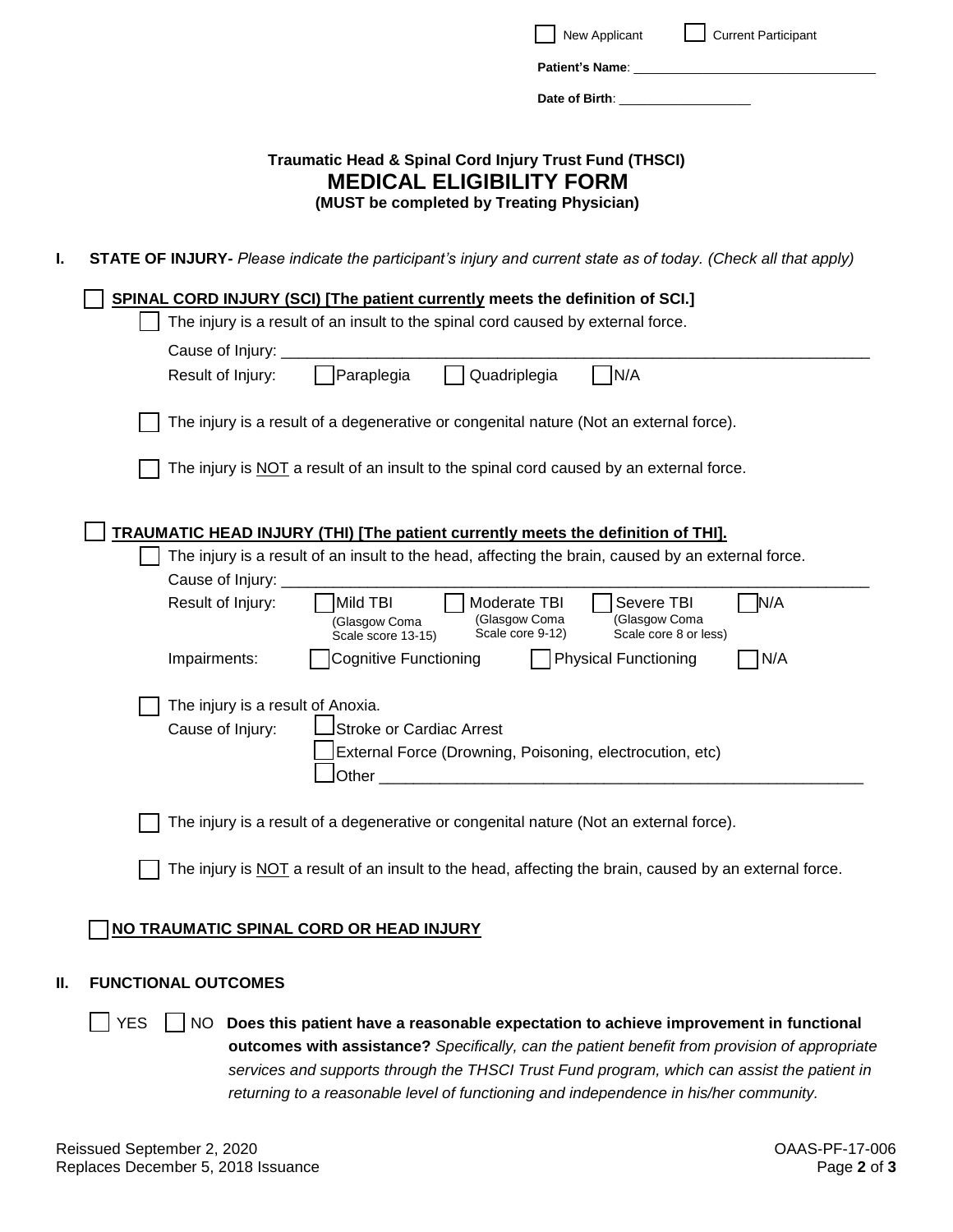☐ New Applicant ☐ Current Participant

**Patient's Name**: ______________________________

**Date of Birth**: __________________

**Traumatic Head & Spinal Cord Injury Trust Fund (THSCI)**

# MEDICAL ELIGIBILITY FORM

**(MUST be completed by Treating Physician)**

## I. STATE OF INJURY- *Please indicate the participant's injury and current state as of today. (Check all that apply)*

☐ **SPINAL CORD INJURY (SCI) [The patient currently meets the definition of SCI.]**

- ☐ The injury is a result of an insult to the spinal cord caused by external force.

  Cause of Injury: ______________________________________________________________

  Result of Injury: ☐ Paraplegia ☐ Quadriplegia ☐ N/A

- ☐ The injury is a result of a degenerative or congenital nature (Not an external force).

- ☐ The injury is NOT a result of an insult to the spinal cord caused by an external force.

☐ **TRAUMATIC HEAD INJURY (THI) [The patient currently meets the definition of THI].**

- ☐ The injury is a result of an insult to the head, affecting the brain, caused by an external force.

  Cause of Injury: ______________________________________________________________

  Result of Injury: ☐ Mild TBI (Glasgow Coma Scale score 13-15) ☐ Moderate TBI (Glasgow Coma Scale core 9-12) ☐ Severe TBI (Glasgow Coma Scale core 8 or less) ☐ N/A

  Impairments: ☐ Cognitive Functioning ☐ Physical Functioning ☐ N/A

- ☐ The injury is a result of Anoxia.

  Cause of Injury: ☐ Stroke or Cardiac Arrest

  ☐ External Force (Drowning, Poisoning, electrocution, etc)

  ☐ Other ______________________________________________________

- ☐ The injury is a result of a degenerative or congenital nature (Not an external force).

- ☐ The injury is NOT a result of an insult to the head, affecting the brain, caused by an external force.

☐ **NO TRAUMATIC SPINAL CORD OR HEAD INJURY**

## II. FUNCTIONAL OUTCOMES

☐ YES ☐ NO **Does this patient have a reasonable expectation to achieve improvement in functional outcomes with assistance?** *Specifically, can the patient benefit from provision of appropriate services and supports through the THSCI Trust Fund program, which can assist the patient in returning to a reasonable level of functioning and independence in his/her community.*

Reissued September 2, 2020
Replaces December 5, 2018 Issuance

OAAS-PF-17-006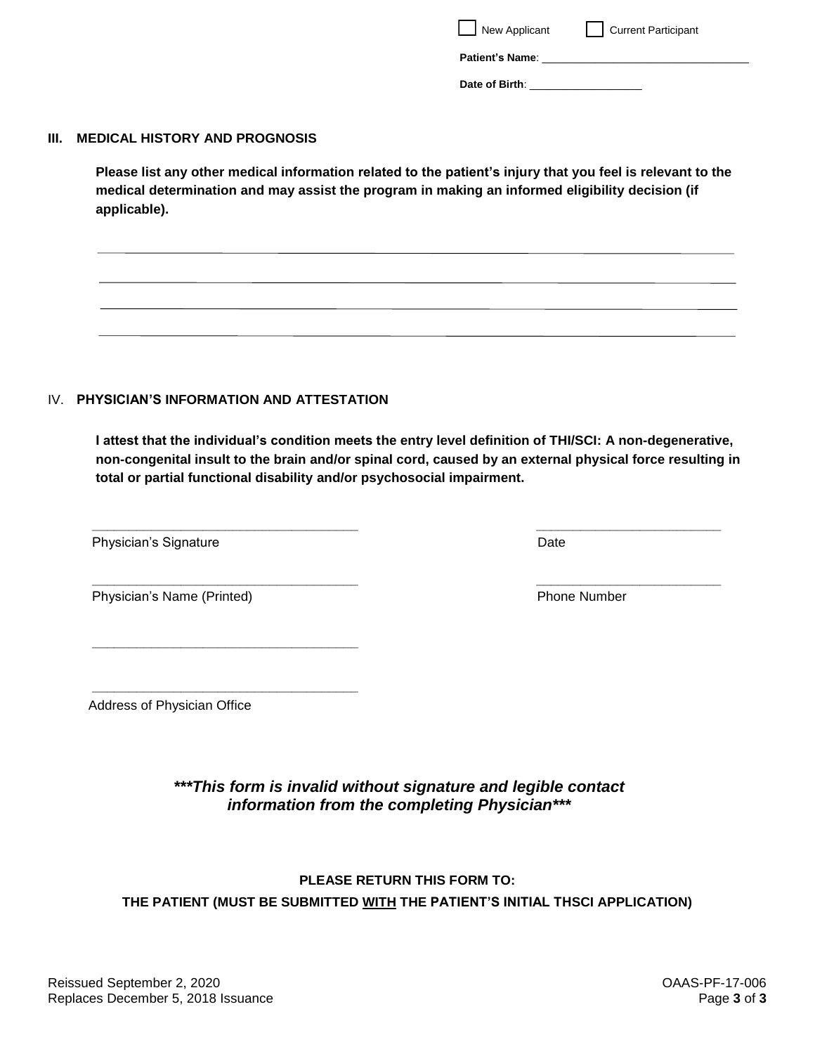☐ New Applicant ☐ Current Participant

**Patient's Name**: ______________________________

**Date of Birth**: ________________

## III. MEDICAL HISTORY AND PROGNOSIS

**Please list any other medical information related to the patient's injury that you feel is relevant to the medical determination and may assist the program in making an informed eligibility decision (if applicable).**

______________________________________________________________________________

______________________________________________________________________________

______________________________________________________________________________

______________________________________________________________________________

## IV. PHYSICIAN'S INFORMATION AND ATTESTATION

**I attest that the individual's condition meets the entry level definition of THI/SCI: A non-degenerative, non-congenital insult to the brain and/or spinal cord, caused by an external physical force resulting in total or partial functional disability and/or psychosocial impairment.**

___________________________________ ________________________

Physician's Signature Date

___________________________________ ________________________

Physician's Name (Printed) Phone Number

___________________________________

___________________________________

Address of Physician Office

***\*\*\*This form is invalid without signature and legible contact information from the completing Physician\*\*\****

**PLEASE RETURN THIS FORM TO:**

**THE PATIENT (MUST BE SUBMITTED <u>WITH</u> THE PATIENT'S INITIAL THSCI APPLICATION)**

Reissued September 2, 2020
Replaces December 5, 2018 Issuance

OAAS-PF-17-006